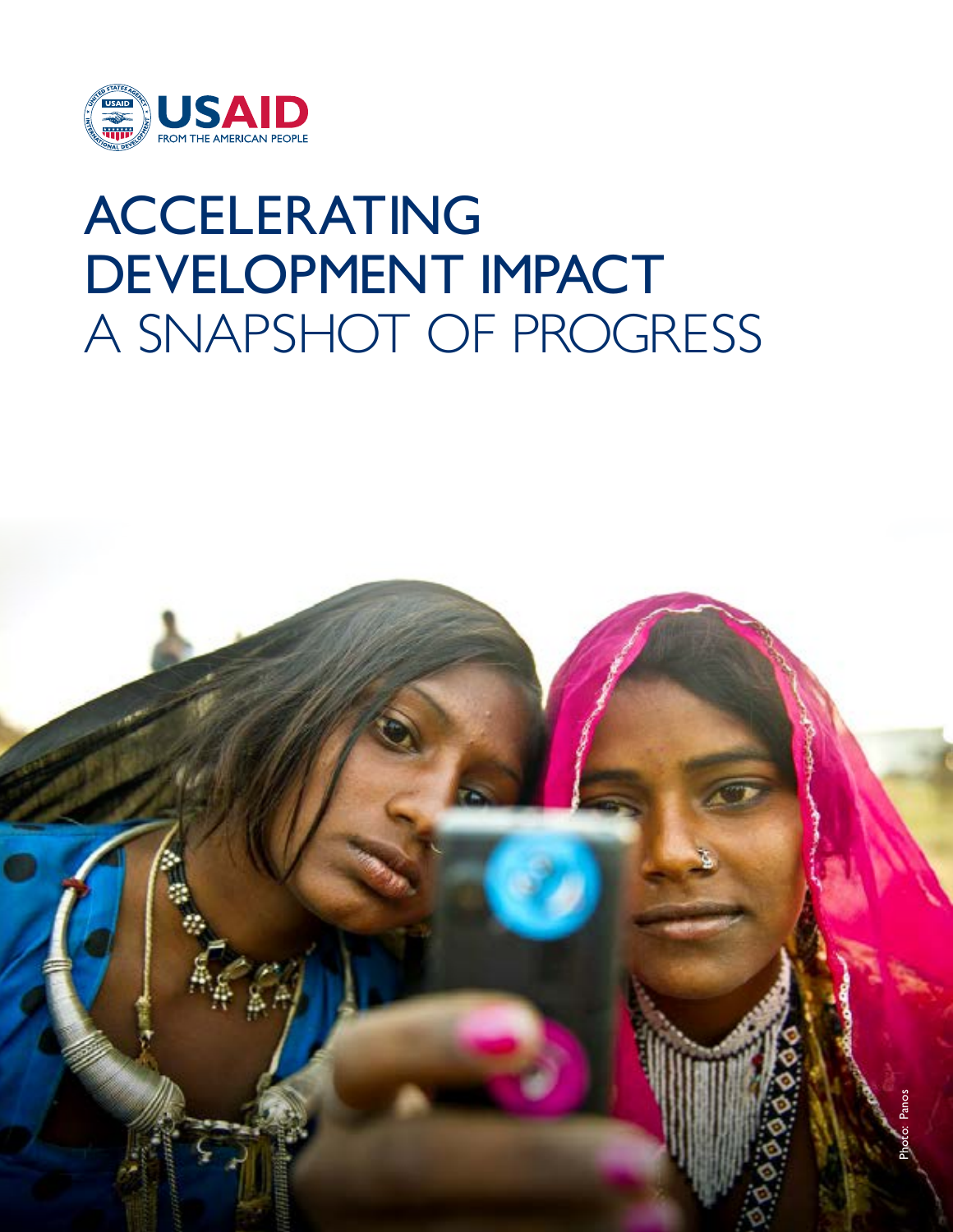USAID FROM THE AMERICAN PEOPLE

# ACCELERATING DEVELOPMENT IMPACT
## A SNAPSHOT OF PROGRESS

Photo: Panos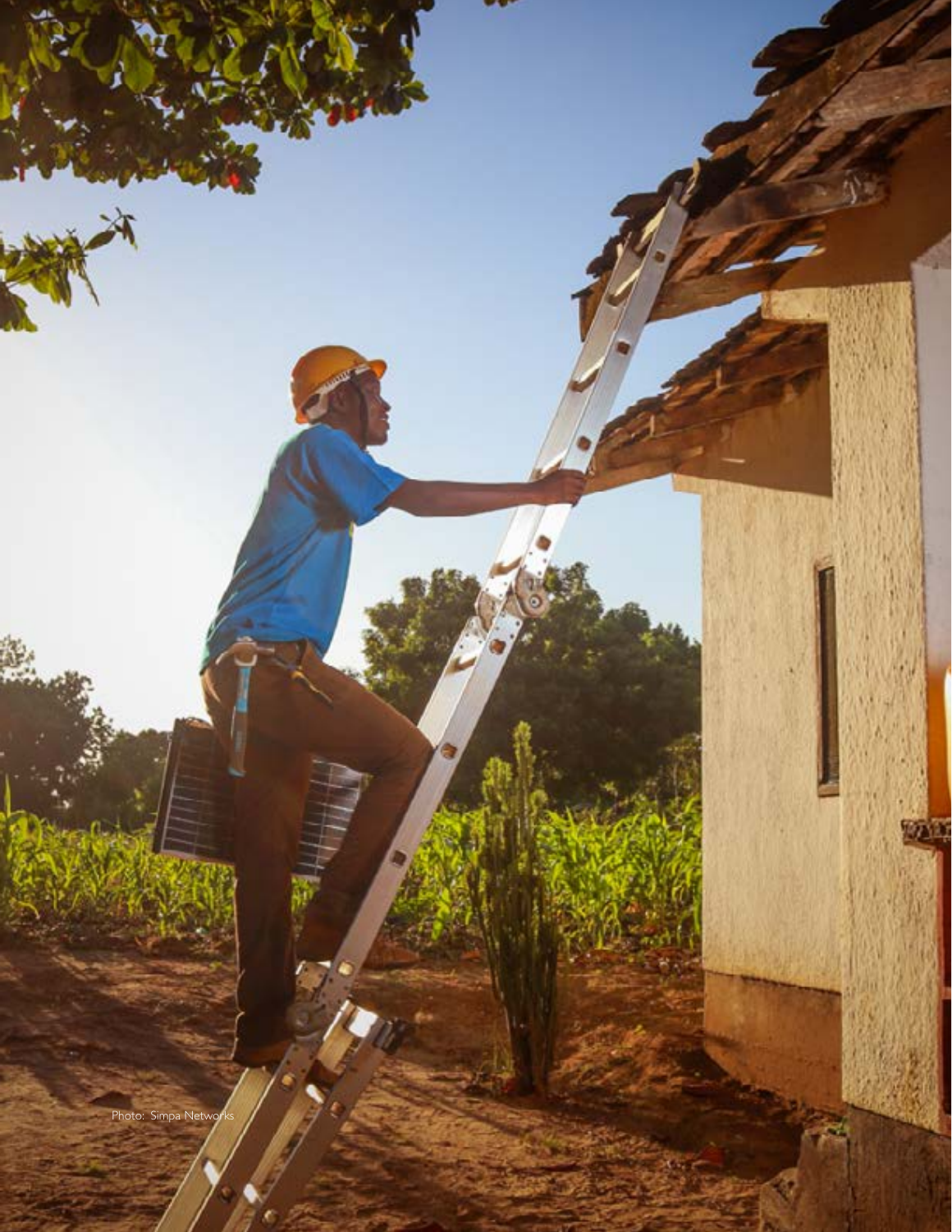Photo: Simpa Networks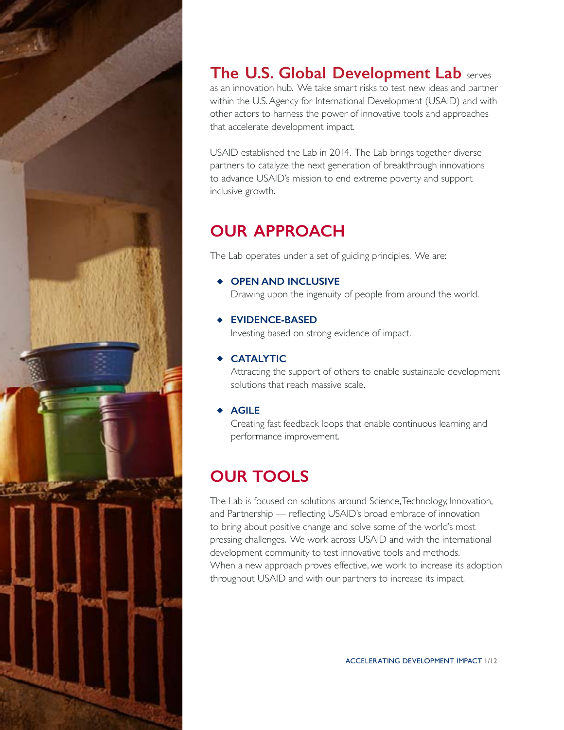**The U.S. Global Development Lab** serves as an innovation hub. We take smart risks to test new ideas and partner within the U.S. Agency for International Development (USAID) and with other actors to harness the power of innovative tools and approaches that accelerate development impact.

USAID established the Lab in 2014. The Lab brings together diverse partners to catalyze the next generation of breakthrough innovations to advance USAID's mission to end extreme poverty and support inclusive growth.

## OUR APPROACH

The Lab operates under a set of guiding principles. We are:

- **OPEN AND INCLUSIVE**
  Drawing upon the ingenuity of people from around the world.

- **EVIDENCE-BASED**
  Investing based on strong evidence of impact.

- **CATALYTIC**
  Attracting the support of others to enable sustainable development solutions that reach massive scale.

- **AGILE**
  Creating fast feedback loops that enable continuous learning and performance improvement.

## OUR TOOLS

The Lab is focused on solutions around Science, Technology, Innovation, and Partnership — reflecting USAID's broad embrace of innovation to bring about positive change and solve some of the world's most pressing challenges. We work across USAID and with the international development community to test innovative tools and methods. When a new approach proves effective, we work to increase its adoption throughout USAID and with our partners to increase its impact.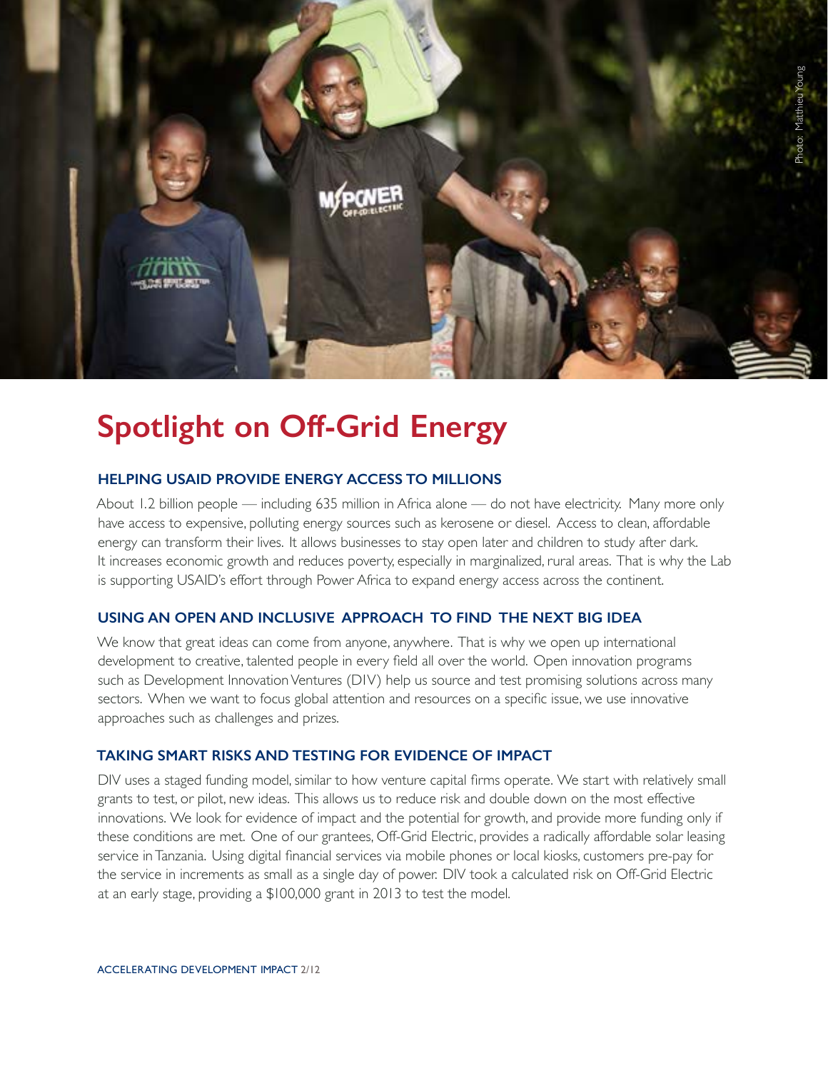Photo: Matthieu Young

# Spotlight on Off-Grid Energy

### HELPING USAID PROVIDE ENERGY ACCESS TO MILLIONS

About 1.2 billion people — including 635 million in Africa alone — do not have electricity. Many more only have access to expensive, polluting energy sources such as kerosene or diesel. Access to clean, affordable energy can transform their lives. It allows businesses to stay open later and children to study after dark. It increases economic growth and reduces poverty, especially in marginalized, rural areas. That is why the Lab is supporting USAID's effort through Power Africa to expand energy access across the continent.

### USING AN OPEN AND INCLUSIVE APPROACH TO FIND THE NEXT BIG IDEA

We know that great ideas can come from anyone, anywhere. That is why we open up international development to creative, talented people in every field all over the world. Open innovation programs such as Development Innovation Ventures (DIV) help us source and test promising solutions across many sectors. When we want to focus global attention and resources on a specific issue, we use innovative approaches such as challenges and prizes.

### TAKING SMART RISKS AND TESTING FOR EVIDENCE OF IMPACT

DIV uses a staged funding model, similar to how venture capital firms operate. We start with relatively small grants to test, or pilot, new ideas. This allows us to reduce risk and double down on the most effective innovations. We look for evidence of impact and the potential for growth, and provide more funding only if these conditions are met. One of our grantees, Off-Grid Electric, provides a radically affordable solar leasing service in Tanzania. Using digital financial services via mobile phones or local kiosks, customers pre-pay for the service in increments as small as a single day of power. DIV took a calculated risk on Off-Grid Electric at an early stage, providing a $100,000 grant in 2013 to test the model.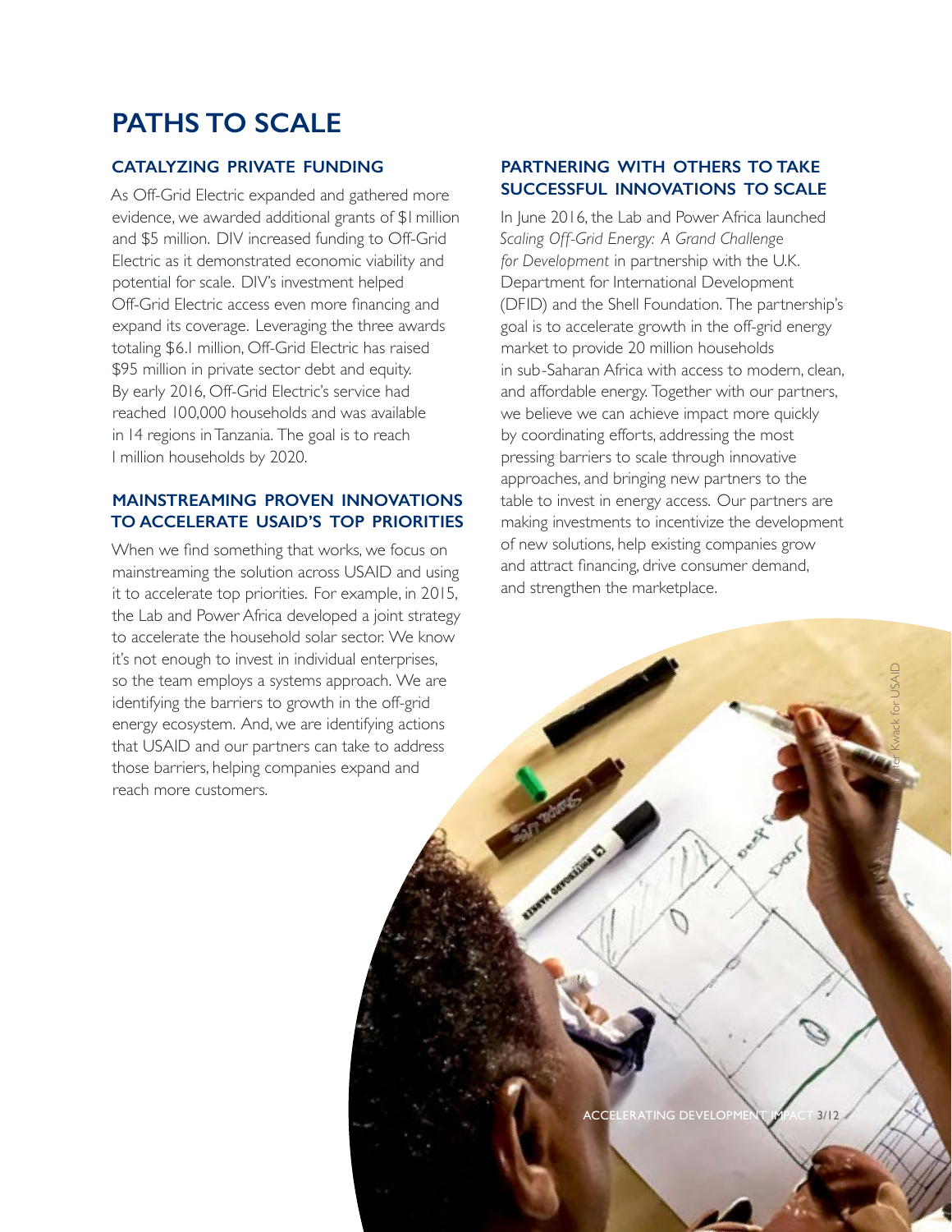# PATHS TO SCALE

## CATALYZING PRIVATE FUNDING

As Off-Grid Electric expanded and gathered more evidence, we awarded additional grants of $1 million and $5 million. DIV increased funding to Off-Grid Electric as it demonstrated economic viability and potential for scale. DIV's investment helped Off-Grid Electric access even more financing and expand its coverage. Leveraging the three awards totaling $6.1 million, Off-Grid Electric has raised $95 million in private sector debt and equity. By early 2016, Off-Grid Electric's service had reached 100,000 households and was available in 14 regions in Tanzania. The goal is to reach 1 million households by 2020.

## MAINSTREAMING PROVEN INNOVATIONS TO ACCELERATE USAID'S TOP PRIORITIES

When we find something that works, we focus on mainstreaming the solution across USAID and using it to accelerate top priorities. For example, in 2015, the Lab and Power Africa developed a joint strategy to accelerate the household solar sector. We know it's not enough to invest in individual enterprises, so the team employs a systems approach. We are identifying the barriers to growth in the off-grid energy ecosystem. And, we are identifying actions that USAID and our partners can take to address those barriers, helping companies expand and reach more customers.

## PARTNERING WITH OTHERS TO TAKE SUCCESSFUL INNOVATIONS TO SCALE

In June 2016, the Lab and Power Africa launched *Scaling Off-Grid Energy: A Grand Challenge for Development* in partnership with the U.K. Department for International Development (DFID) and the Shell Foundation. The partnership's goal is to accelerate growth in the off-grid energy market to provide 20 million households in sub-Saharan Africa with access to modern, clean, and affordable energy. Together with our partners, we believe we can achieve impact more quickly by coordinating efforts, addressing the most pressing barriers to scale through innovative approaches, and bringing new partners to the table to invest in energy access. Our partners are making investments to incentivize the development of new solutions, help existing companies grow and attract financing, drive consumer demand, and strengthen the marketplace.

Jennifer Kwack for USAID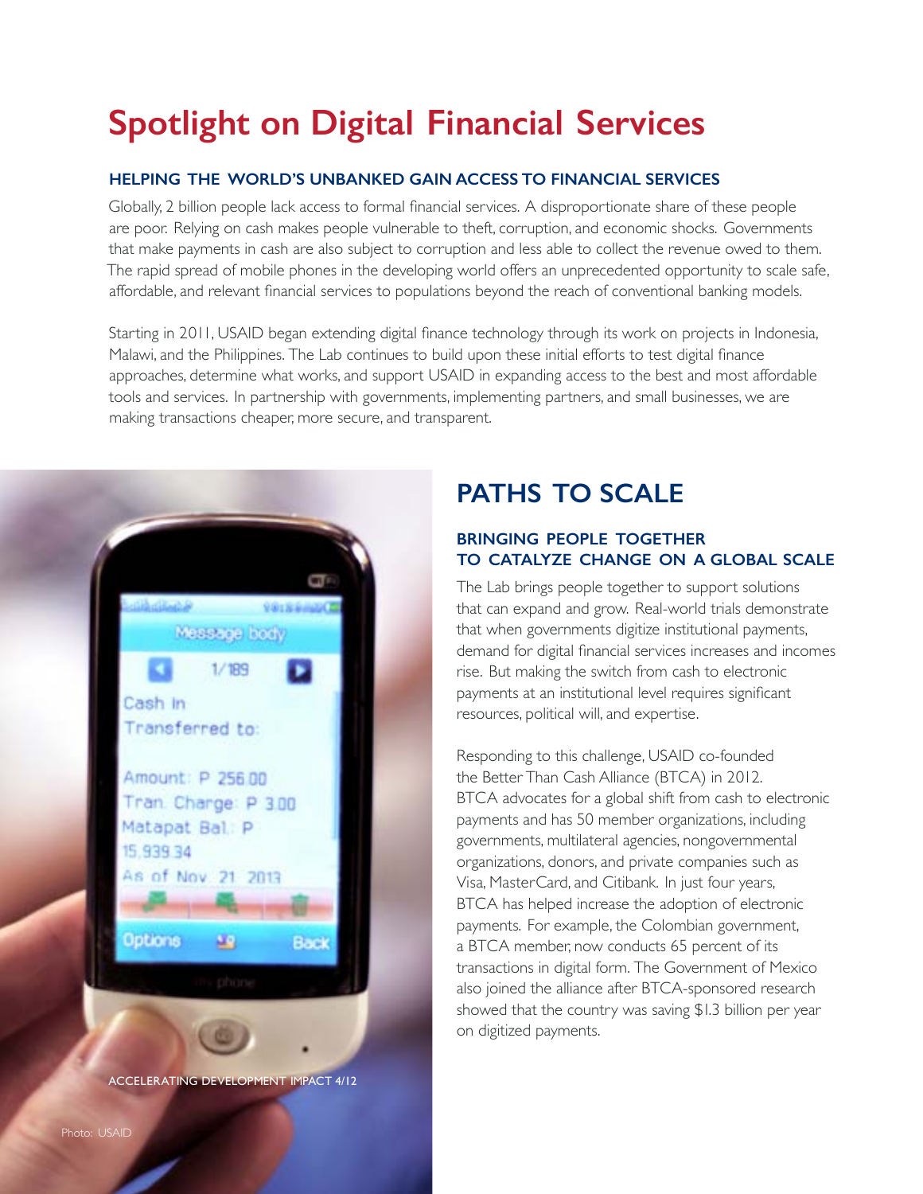# Spotlight on Digital Financial Services

### HELPING THE WORLD'S UNBANKED GAIN ACCESS TO FINANCIAL SERVICES

Globally, 2 billion people lack access to formal financial services. A disproportionate share of these people are poor. Relying on cash makes people vulnerable to theft, corruption, and economic shocks. Governments that make payments in cash are also subject to corruption and less able to collect the revenue owed to them. The rapid spread of mobile phones in the developing world offers an unprecedented opportunity to scale safe, affordable, and relevant financial services to populations beyond the reach of conventional banking models.

Starting in 2011, USAID began extending digital finance technology through its work on projects in Indonesia, Malawi, and the Philippines. The Lab continues to build upon these initial efforts to test digital finance approaches, determine what works, and support USAID in expanding access to the best and most affordable tools and services. In partnership with governments, implementing partners, and small businesses, we are making transactions cheaper, more secure, and transparent.

Photo: USAID

## PATHS TO SCALE

### BRINGING PEOPLE TOGETHER TO CATALYZE CHANGE ON A GLOBAL SCALE

The Lab brings people together to support solutions that can expand and grow. Real-world trials demonstrate that when governments digitize institutional payments, demand for digital financial services increases and incomes rise. But making the switch from cash to electronic payments at an institutional level requires significant resources, political will, and expertise.

Responding to this challenge, USAID co-founded the Better Than Cash Alliance (BTCA) in 2012. BTCA advocates for a global shift from cash to electronic payments and has 50 member organizations, including governments, multilateral agencies, nongovernmental organizations, donors, and private companies such as Visa, MasterCard, and Citibank. In just four years, BTCA has helped increase the adoption of electronic payments. For example, the Colombian government, a BTCA member, now conducts 65 percent of its transactions in digital form. The Government of Mexico also joined the alliance after BTCA-sponsored research showed that the country was saving $1.3 billion per year on digitized payments.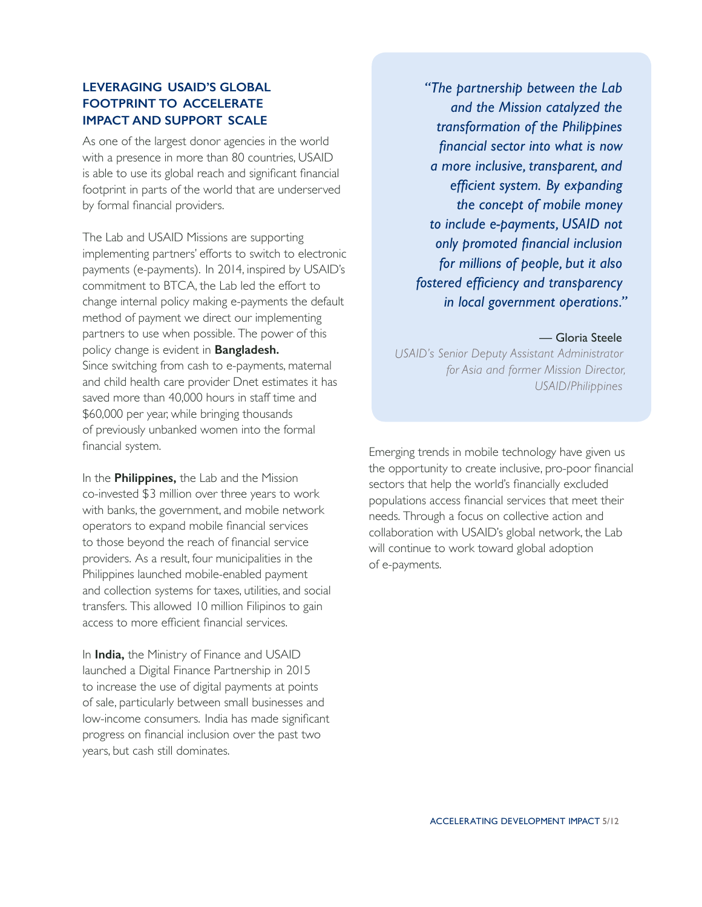## LEVERAGING USAID'S GLOBAL FOOTPRINT TO ACCELERATE IMPACT AND SUPPORT SCALE

As one of the largest donor agencies in the world with a presence in more than 80 countries, USAID is able to use its global reach and significant financial footprint in parts of the world that are underserved by formal financial providers.

The Lab and USAID Missions are supporting implementing partners' efforts to switch to electronic payments (e-payments). In 2014, inspired by USAID's commitment to BTCA, the Lab led the effort to change internal policy making e-payments the default method of payment we direct our implementing partners to use when possible. The power of this policy change is evident in **Bangladesh.** Since switching from cash to e-payments, maternal and child health care provider Dnet estimates it has saved more than 40,000 hours in staff time and $60,000 per year, while bringing thousands of previously unbanked women into the formal financial system.

In the **Philippines,** the Lab and the Mission co-invested $3 million over three years to work with banks, the government, and mobile network operators to expand mobile financial services to those beyond the reach of financial service providers. As a result, four municipalities in the Philippines launched mobile-enabled payment and collection systems for taxes, utilities, and social transfers. This allowed 10 million Filipinos to gain access to more efficient financial services.

In **India,** the Ministry of Finance and USAID launched a Digital Finance Partnership in 2015 to increase the use of digital payments at points of sale, particularly between small businesses and low-income consumers. India has made significant progress on financial inclusion over the past two years, but cash still dominates.

> *"The partnership between the Lab and the Mission catalyzed the transformation of the Philippines financial sector into what is now a more inclusive, transparent, and efficient system. By expanding the concept of mobile money to include e-payments, USAID not only promoted financial inclusion for millions of people, but it also fostered efficiency and transparency in local government operations."*
>
> — Gloria Steele
> *USAID's Senior Deputy Assistant Administrator for Asia and former Mission Director, USAID/Philippines*

Emerging trends in mobile technology have given us the opportunity to create inclusive, pro-poor financial sectors that help the world's financially excluded populations access financial services that meet their needs. Through a focus on collective action and collaboration with USAID's global network, the Lab will continue to work toward global adoption of e-payments.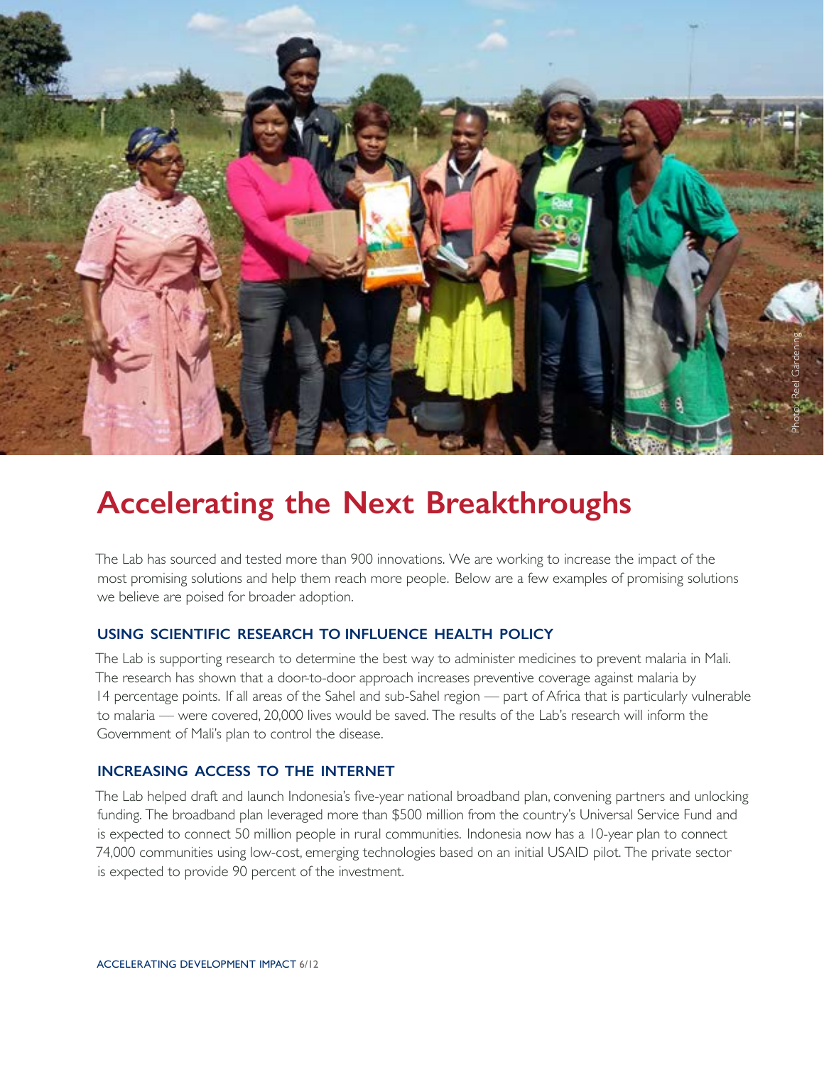# Accelerating the Next Breakthroughs

The Lab has sourced and tested more than 900 innovations. We are working to increase the impact of the most promising solutions and help them reach more people. Below are a few examples of promising solutions we believe are poised for broader adoption.

### USING SCIENTIFIC RESEARCH TO INFLUENCE HEALTH POLICY

The Lab is supporting research to determine the best way to administer medicines to prevent malaria in Mali. The research has shown that a door-to-door approach increases preventive coverage against malaria by 14 percentage points. If all areas of the Sahel and sub-Sahel region — part of Africa that is particularly vulnerable to malaria — were covered, 20,000 lives would be saved. The results of the Lab's research will inform the Government of Mali's plan to control the disease.

### INCREASING ACCESS TO THE INTERNET

The Lab helped draft and launch Indonesia's five-year national broadband plan, convening partners and unlocking funding. The broadband plan leveraged more than $500 million from the country's Universal Service Fund and is expected to connect 50 million people in rural communities. Indonesia now has a 10-year plan to connect 74,000 communities using low-cost, emerging technologies based on an initial USAID pilot. The private sector is expected to provide 90 percent of the investment.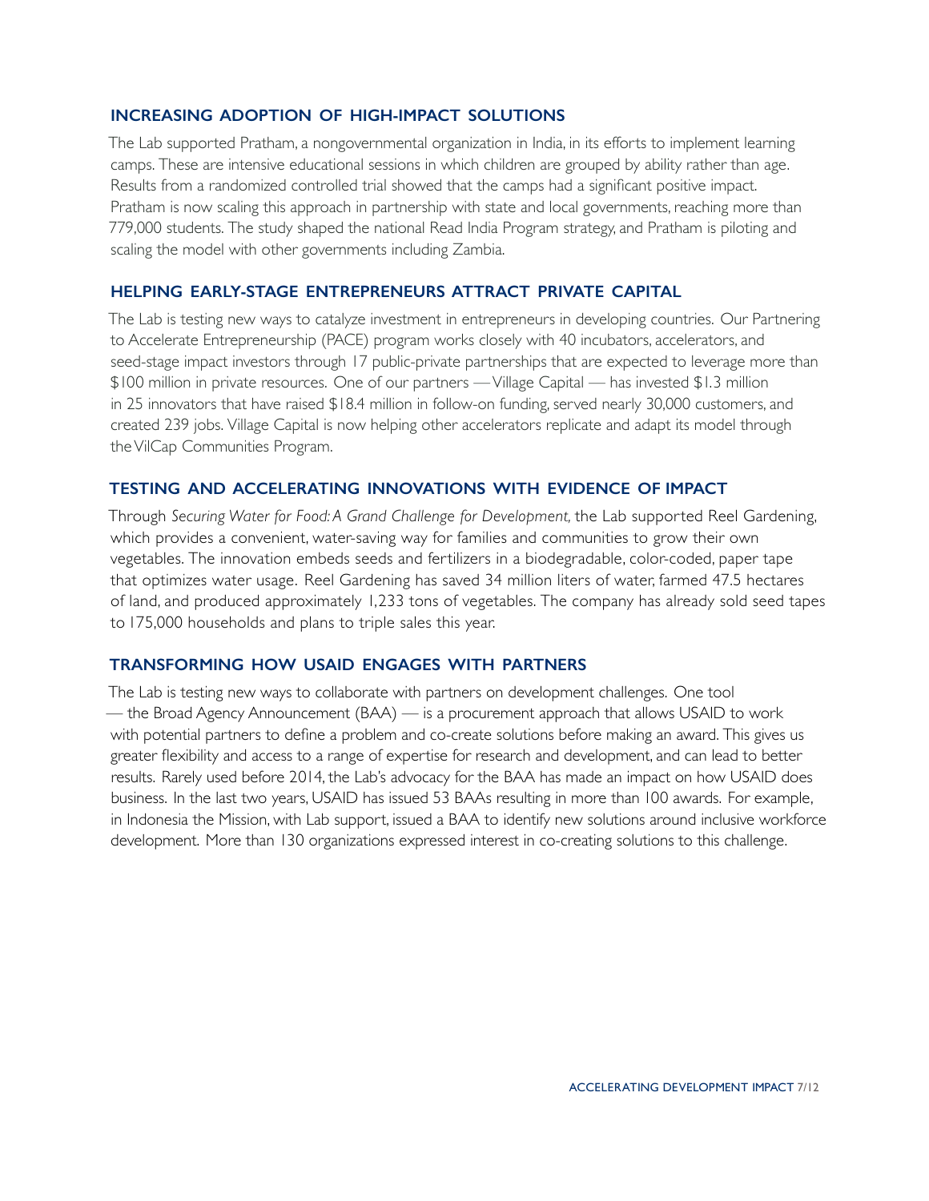## INCREASING ADOPTION OF HIGH-IMPACT SOLUTIONS

The Lab supported Pratham, a nongovernmental organization in India, in its efforts to implement learning camps. These are intensive educational sessions in which children are grouped by ability rather than age. Results from a randomized controlled trial showed that the camps had a significant positive impact. Pratham is now scaling this approach in partnership with state and local governments, reaching more than 779,000 students. The study shaped the national Read India Program strategy, and Pratham is piloting and scaling the model with other governments including Zambia.

## HELPING EARLY-STAGE ENTREPRENEURS ATTRACT PRIVATE CAPITAL

The Lab is testing new ways to catalyze investment in entrepreneurs in developing countries. Our Partnering to Accelerate Entrepreneurship (PACE) program works closely with 40 incubators, accelerators, and seed-stage impact investors through 17 public-private partnerships that are expected to leverage more than $100 million in private resources. One of our partners — Village Capital — has invested $1.3 million in 25 innovators that have raised $18.4 million in follow-on funding, served nearly 30,000 customers, and created 239 jobs. Village Capital is now helping other accelerators replicate and adapt its model through the VilCap Communities Program.

## TESTING AND ACCELERATING INNOVATIONS WITH EVIDENCE OF IMPACT

Through *Securing Water for Food: A Grand Challenge for Development,* the Lab supported Reel Gardening, which provides a convenient, water-saving way for families and communities to grow their own vegetables. The innovation embeds seeds and fertilizers in a biodegradable, color-coded, paper tape that optimizes water usage. Reel Gardening has saved 34 million liters of water, farmed 47.5 hectares of land, and produced approximately 1,233 tons of vegetables. The company has already sold seed tapes to 175,000 households and plans to triple sales this year.

## TRANSFORMING HOW USAID ENGAGES WITH PARTNERS

The Lab is testing new ways to collaborate with partners on development challenges. One tool — the Broad Agency Announcement (BAA) — is a procurement approach that allows USAID to work with potential partners to define a problem and co-create solutions before making an award. This gives us greater flexibility and access to a range of expertise for research and development, and can lead to better results. Rarely used before 2014, the Lab's advocacy for the BAA has made an impact on how USAID does business. In the last two years, USAID has issued 53 BAAs resulting in more than 100 awards. For example, in Indonesia the Mission, with Lab support, issued a BAA to identify new solutions around inclusive workforce development. More than 130 organizations expressed interest in co-creating solutions to this challenge.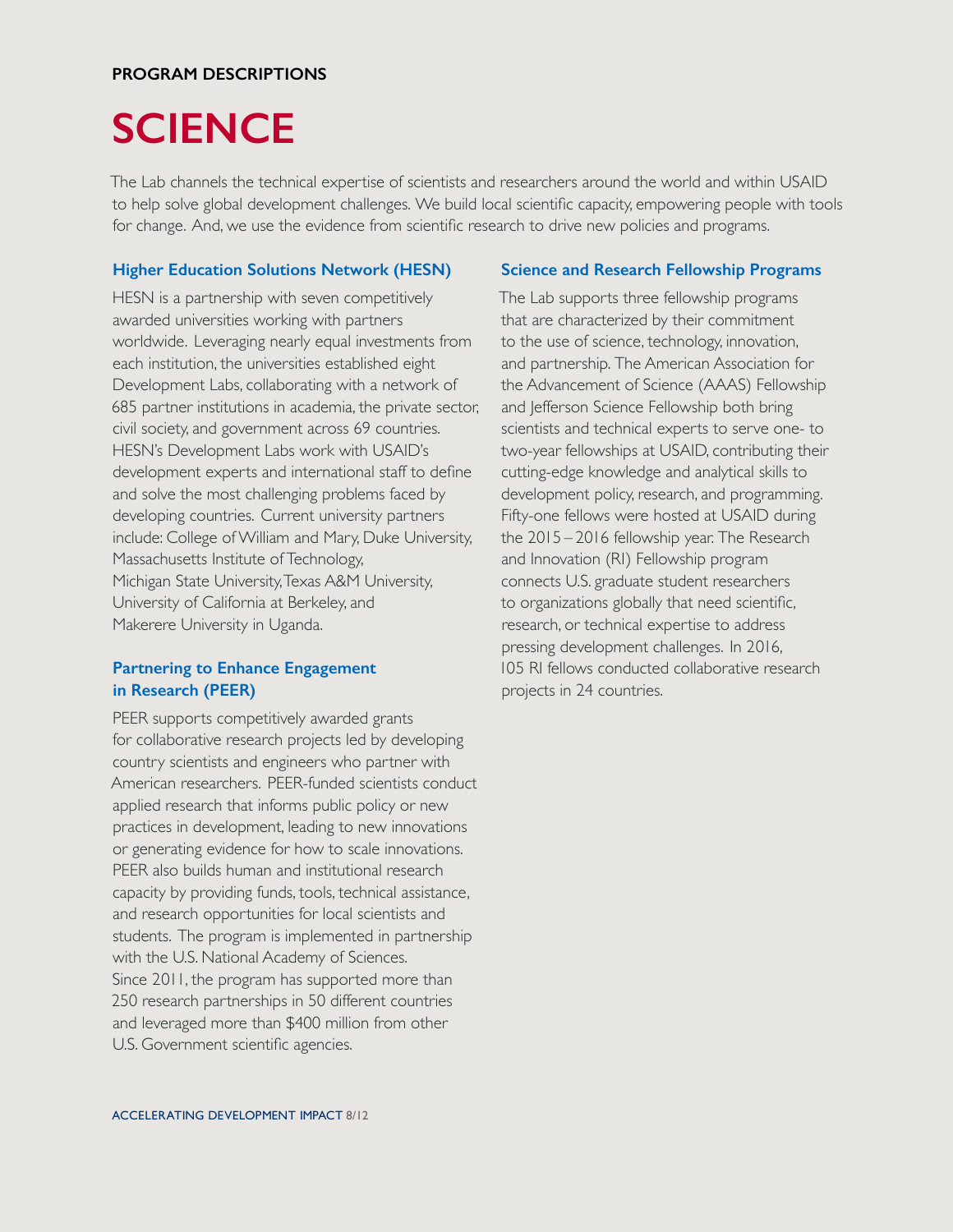PROGRAM DESCRIPTIONS

# SCIENCE

The Lab channels the technical expertise of scientists and researchers around the world and within USAID to help solve global development challenges. We build local scientific capacity, empowering people with tools for change. And, we use the evidence from scientific research to drive new policies and programs.

### Higher Education Solutions Network (HESN)

HESN is a partnership with seven competitively awarded universities working with partners worldwide. Leveraging nearly equal investments from each institution, the universities established eight Development Labs, collaborating with a network of 685 partner institutions in academia, the private sector, civil society, and government across 69 countries. HESN's Development Labs work with USAID's development experts and international staff to define and solve the most challenging problems faced by developing countries. Current university partners include: College of William and Mary, Duke University, Massachusetts Institute of Technology, Michigan State University, Texas A&M University, University of California at Berkeley, and Makerere University in Uganda.

### Partnering to Enhance Engagement in Research (PEER)

PEER supports competitively awarded grants for collaborative research projects led by developing country scientists and engineers who partner with American researchers. PEER-funded scientists conduct applied research that informs public policy or new practices in development, leading to new innovations or generating evidence for how to scale innovations. PEER also builds human and institutional research capacity by providing funds, tools, technical assistance, and research opportunities for local scientists and students. The program is implemented in partnership with the U.S. National Academy of Sciences. Since 2011, the program has supported more than 250 research partnerships in 50 different countries and leveraged more than $400 million from other U.S. Government scientific agencies.

### Science and Research Fellowship Programs

The Lab supports three fellowship programs that are characterized by their commitment to the use of science, technology, innovation, and partnership. The American Association for the Advancement of Science (AAAS) Fellowship and Jefferson Science Fellowship both bring scientists and technical experts to serve one- to two-year fellowships at USAID, contributing their cutting-edge knowledge and analytical skills to development policy, research, and programming. Fifty-one fellows were hosted at USAID during the 2015 – 2016 fellowship year. The Research and Innovation (RI) Fellowship program connects U.S. graduate student researchers to organizations globally that need scientific, research, or technical expertise to address pressing development challenges. In 2016, 105 RI fellows conducted collaborative research projects in 24 countries.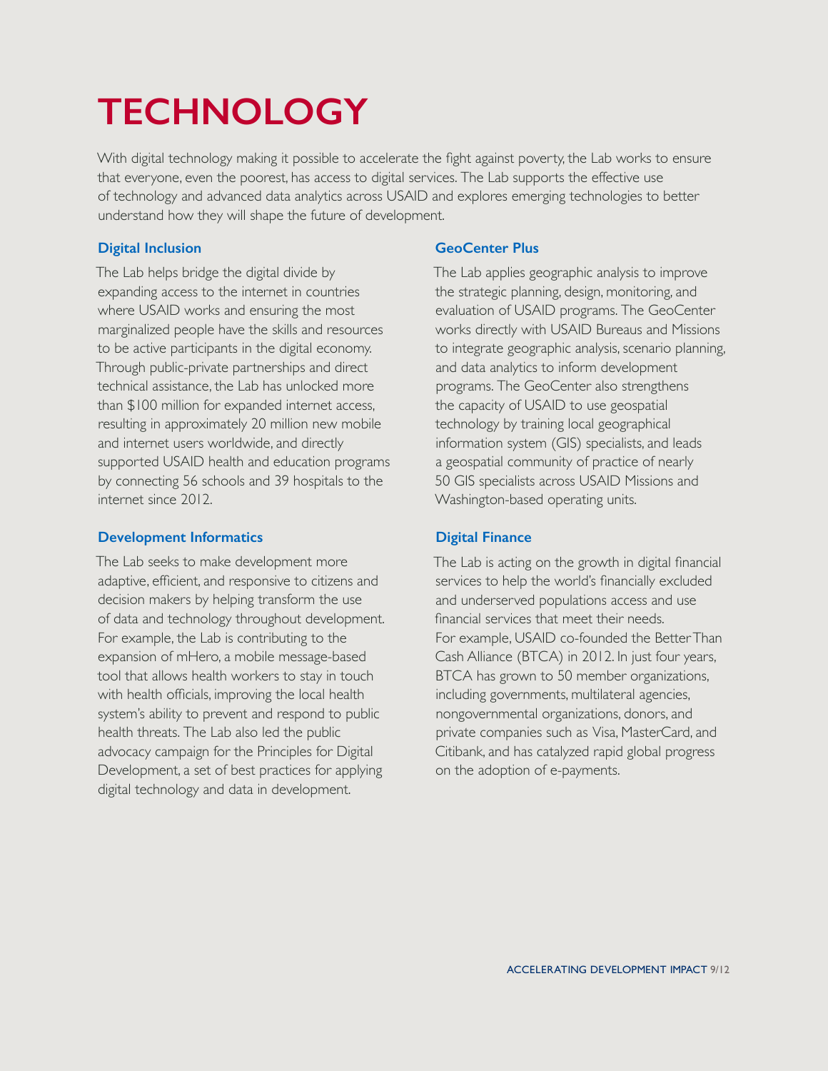# TECHNOLOGY

With digital technology making it possible to accelerate the fight against poverty, the Lab works to ensure that everyone, even the poorest, has access to digital services. The Lab supports the effective use of technology and advanced data analytics across USAID and explores emerging technologies to better understand how they will shape the future of development.

### Digital Inclusion

The Lab helps bridge the digital divide by expanding access to the internet in countries where USAID works and ensuring the most marginalized people have the skills and resources to be active participants in the digital economy. Through public-private partnerships and direct technical assistance, the Lab has unlocked more than $100 million for expanded internet access, resulting in approximately 20 million new mobile and internet users worldwide, and directly supported USAID health and education programs by connecting 56 schools and 39 hospitals to the internet since 2012.

### Development Informatics

The Lab seeks to make development more adaptive, efficient, and responsive to citizens and decision makers by helping transform the use of data and technology throughout development. For example, the Lab is contributing to the expansion of mHero, a mobile message-based tool that allows health workers to stay in touch with health officials, improving the local health system's ability to prevent and respond to public health threats. The Lab also led the public advocacy campaign for the Principles for Digital Development, a set of best practices for applying digital technology and data in development.

### GeoCenter Plus

The Lab applies geographic analysis to improve the strategic planning, design, monitoring, and evaluation of USAID programs. The GeoCenter works directly with USAID Bureaus and Missions to integrate geographic analysis, scenario planning, and data analytics to inform development programs. The GeoCenter also strengthens the capacity of USAID to use geospatial technology by training local geographical information system (GIS) specialists, and leads a geospatial community of practice of nearly 50 GIS specialists across USAID Missions and Washington-based operating units.

### Digital Finance

The Lab is acting on the growth in digital financial services to help the world's financially excluded and underserved populations access and use financial services that meet their needs. For example, USAID co-founded the Better Than Cash Alliance (BTCA) in 2012. In just four years, BTCA has grown to 50 member organizations, including governments, multilateral agencies, nongovernmental organizations, donors, and private companies such as Visa, MasterCard, and Citibank, and has catalyzed rapid global progress on the adoption of e-payments.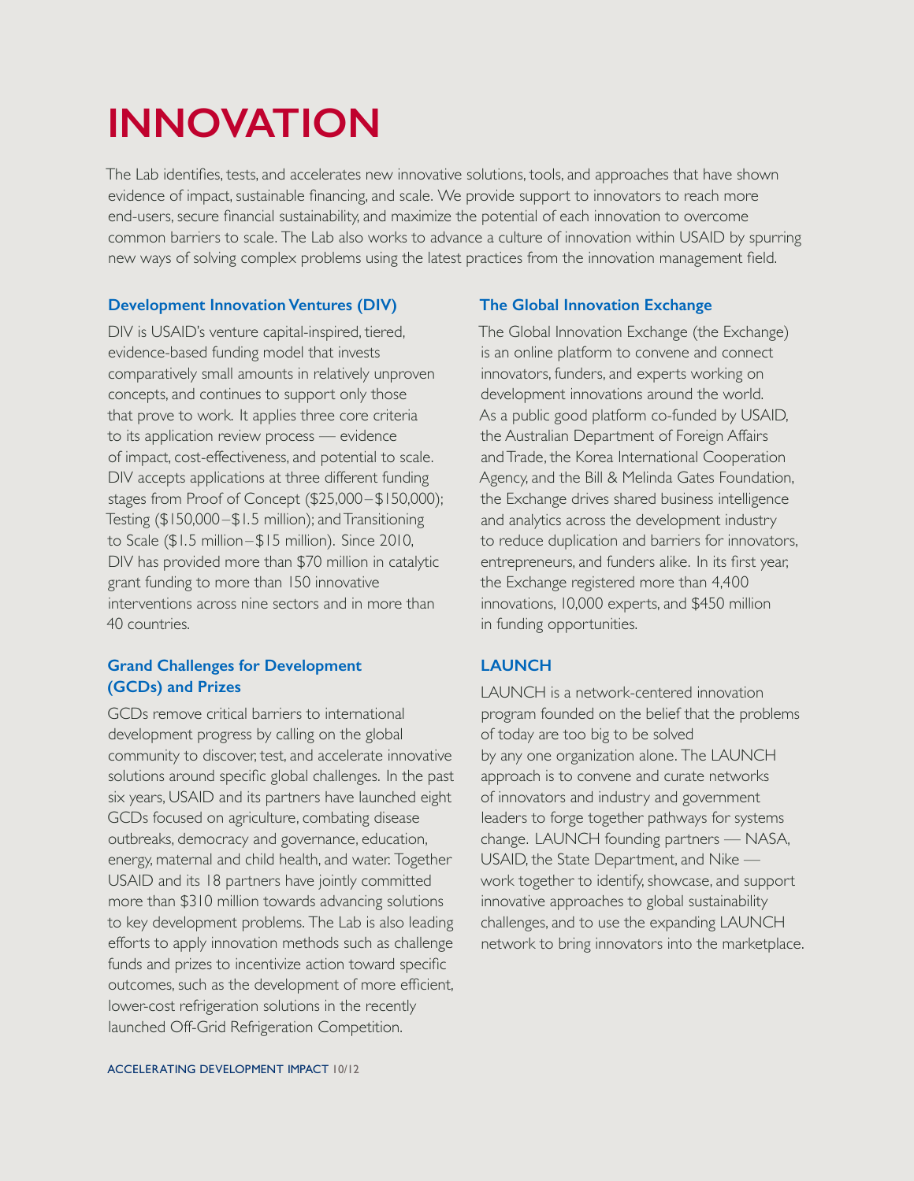# INNOVATION

The Lab identifies, tests, and accelerates new innovative solutions, tools, and approaches that have shown evidence of impact, sustainable financing, and scale. We provide support to innovators to reach more end-users, secure financial sustainability, and maximize the potential of each innovation to overcome common barriers to scale. The Lab also works to advance a culture of innovation within USAID by spurring new ways of solving complex problems using the latest practices from the innovation management field.

### Development Innovation Ventures (DIV)

DIV is USAID's venture capital-inspired, tiered, evidence-based funding model that invests comparatively small amounts in relatively unproven concepts, and continues to support only those that prove to work. It applies three core criteria to its application review process — evidence of impact, cost-effectiveness, and potential to scale. DIV accepts applications at three different funding stages from Proof of Concept ($25,000–$150,000); Testing ($150,000–$1.5 million); and Transitioning to Scale ($1.5 million–$15 million). Since 2010, DIV has provided more than $70 million in catalytic grant funding to more than 150 innovative interventions across nine sectors and in more than 40 countries.

### Grand Challenges for Development (GCDs) and Prizes

GCDs remove critical barriers to international development progress by calling on the global community to discover, test, and accelerate innovative solutions around specific global challenges. In the past six years, USAID and its partners have launched eight GCDs focused on agriculture, combating disease outbreaks, democracy and governance, education, energy, maternal and child health, and water. Together USAID and its 18 partners have jointly committed more than $310 million towards advancing solutions to key development problems. The Lab is also leading efforts to apply innovation methods such as challenge funds and prizes to incentivize action toward specific outcomes, such as the development of more efficient, lower-cost refrigeration solutions in the recently launched Off-Grid Refrigeration Competition.

### The Global Innovation Exchange

The Global Innovation Exchange (the Exchange) is an online platform to convene and connect innovators, funders, and experts working on development innovations around the world. As a public good platform co-funded by USAID, the Australian Department of Foreign Affairs and Trade, the Korea International Cooperation Agency, and the Bill & Melinda Gates Foundation, the Exchange drives shared business intelligence and analytics across the development industry to reduce duplication and barriers for innovators, entrepreneurs, and funders alike. In its first year, the Exchange registered more than 4,400 innovations, 10,000 experts, and $450 million in funding opportunities.

### LAUNCH

LAUNCH is a network-centered innovation program founded on the belief that the problems of today are too big to be solved by any one organization alone. The LAUNCH approach is to convene and curate networks of innovators and industry and government leaders to forge together pathways for systems change. LAUNCH founding partners — NASA, USAID, the State Department, and Nike — work together to identify, showcase, and support innovative approaches to global sustainability challenges, and to use the expanding LAUNCH network to bring innovators into the marketplace.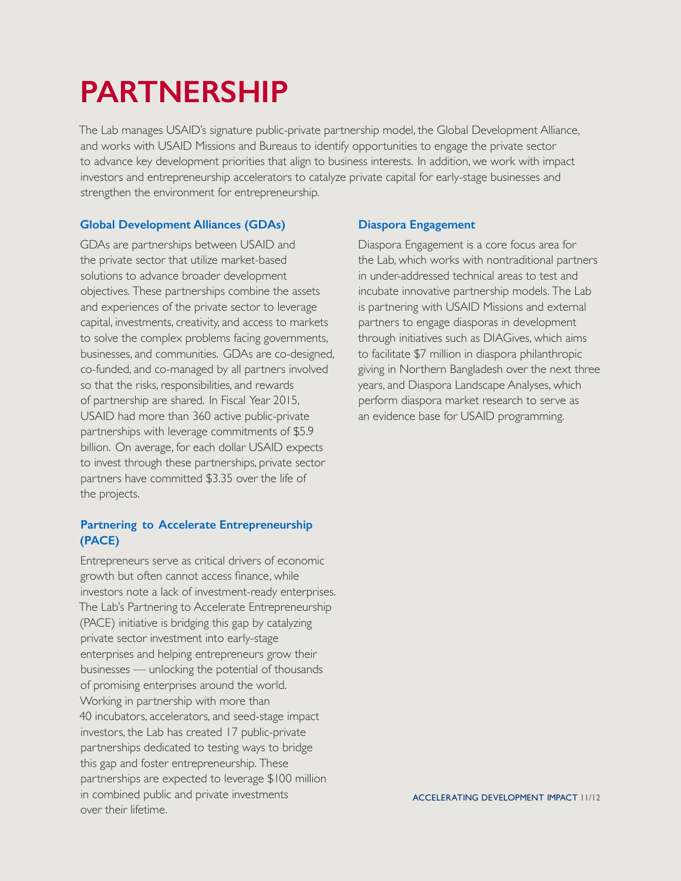# PARTNERSHIP

The Lab manages USAID's signature public-private partnership model, the Global Development Alliance, and works with USAID Missions and Bureaus to identify opportunities to engage the private sector to advance key development priorities that align to business interests. In addition, we work with impact investors and entrepreneurship accelerators to catalyze private capital for early-stage businesses and strengthen the environment for entrepreneurship.

### Global Development Alliances (GDAs)

GDAs are partnerships between USAID and the private sector that utilize market-based solutions to advance broader development objectives. These partnerships combine the assets and experiences of the private sector to leverage capital, investments, creativity, and access to markets to solve the complex problems facing governments, businesses, and communities. GDAs are co-designed, co-funded, and co-managed by all partners involved so that the risks, responsibilities, and rewards of partnership are shared. In Fiscal Year 2015, USAID had more than 360 active public-private partnerships with leverage commitments of $5.9 billion. On average, for each dollar USAID expects to invest through these partnerships, private sector partners have committed $3.35 over the life of the projects.

### Partnering to Accelerate Entrepreneurship (PACE)

Entrepreneurs serve as critical drivers of economic growth but often cannot access finance, while investors note a lack of investment-ready enterprises. The Lab's Partnering to Accelerate Entrepreneurship (PACE) initiative is bridging this gap by catalyzing private sector investment into early-stage enterprises and helping entrepreneurs grow their businesses — unlocking the potential of thousands of promising enterprises around the world. Working in partnership with more than 40 incubators, accelerators, and seed-stage impact investors, the Lab has created 17 public-private partnerships dedicated to testing ways to bridge this gap and foster entrepreneurship. These partnerships are expected to leverage $100 million in combined public and private investments over their lifetime.

### Diaspora Engagement

Diaspora Engagement is a core focus area for the Lab, which works with nontraditional partners in under-addressed technical areas to test and incubate innovative partnership models. The Lab is partnering with USAID Missions and external partners to engage diasporas in development through initiatives such as DIAGives, which aims to facilitate $7 million in diaspora philanthropic giving in Northern Bangladesh over the next three years, and Diaspora Landscape Analyses, which perform diaspora market research to serve as an evidence base for USAID programming.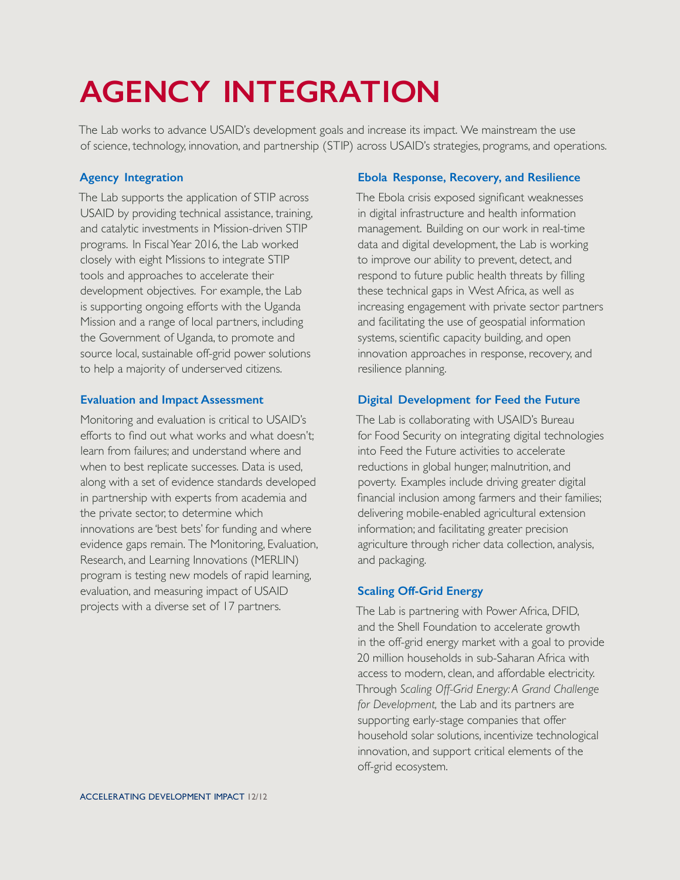# AGENCY INTEGRATION

The Lab works to advance USAID's development goals and increase its impact. We mainstream the use of science, technology, innovation, and partnership (STIP) across USAID's strategies, programs, and operations.

### Agency Integration

The Lab supports the application of STIP across USAID by providing technical assistance, training, and catalytic investments in Mission-driven STIP programs. In Fiscal Year 2016, the Lab worked closely with eight Missions to integrate STIP tools and approaches to accelerate their development objectives. For example, the Lab is supporting ongoing efforts with the Uganda Mission and a range of local partners, including the Government of Uganda, to promote and source local, sustainable off-grid power solutions to help a majority of underserved citizens.

### Evaluation and Impact Assessment

Monitoring and evaluation is critical to USAID's efforts to find out what works and what doesn't; learn from failures; and understand where and when to best replicate successes. Data is used, along with a set of evidence standards developed in partnership with experts from academia and the private sector, to determine which innovations are 'best bets' for funding and where evidence gaps remain. The Monitoring, Evaluation, Research, and Learning Innovations (MERLIN) program is testing new models of rapid learning, evaluation, and measuring impact of USAID projects with a diverse set of 17 partners.

### Ebola Response, Recovery, and Resilience

The Ebola crisis exposed significant weaknesses in digital infrastructure and health information management. Building on our work in real-time data and digital development, the Lab is working to improve our ability to prevent, detect, and respond to future public health threats by filling these technical gaps in West Africa, as well as increasing engagement with private sector partners and facilitating the use of geospatial information systems, scientific capacity building, and open innovation approaches in response, recovery, and resilience planning.

### Digital Development for Feed the Future

The Lab is collaborating with USAID's Bureau for Food Security on integrating digital technologies into Feed the Future activities to accelerate reductions in global hunger, malnutrition, and poverty. Examples include driving greater digital financial inclusion among farmers and their families; delivering mobile-enabled agricultural extension information; and facilitating greater precision agriculture through richer data collection, analysis, and packaging.

### Scaling Off-Grid Energy

The Lab is partnering with Power Africa, DFID, and the Shell Foundation to accelerate growth in the off-grid energy market with a goal to provide 20 million households in sub-Saharan Africa with access to modern, clean, and affordable electricity. Through *Scaling Off-Grid Energy: A Grand Challenge for Development,* the Lab and its partners are supporting early-stage companies that offer household solar solutions, incentivize technological innovation, and support critical elements of the off-grid ecosystem.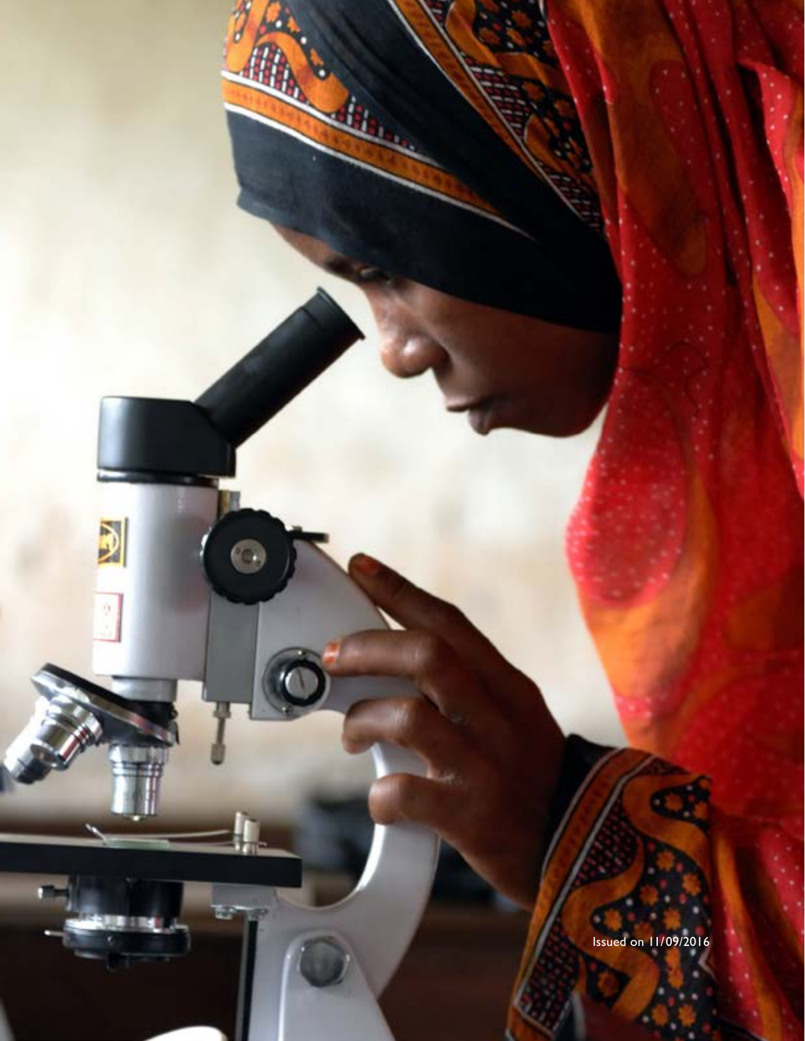Issued on 11/09/2016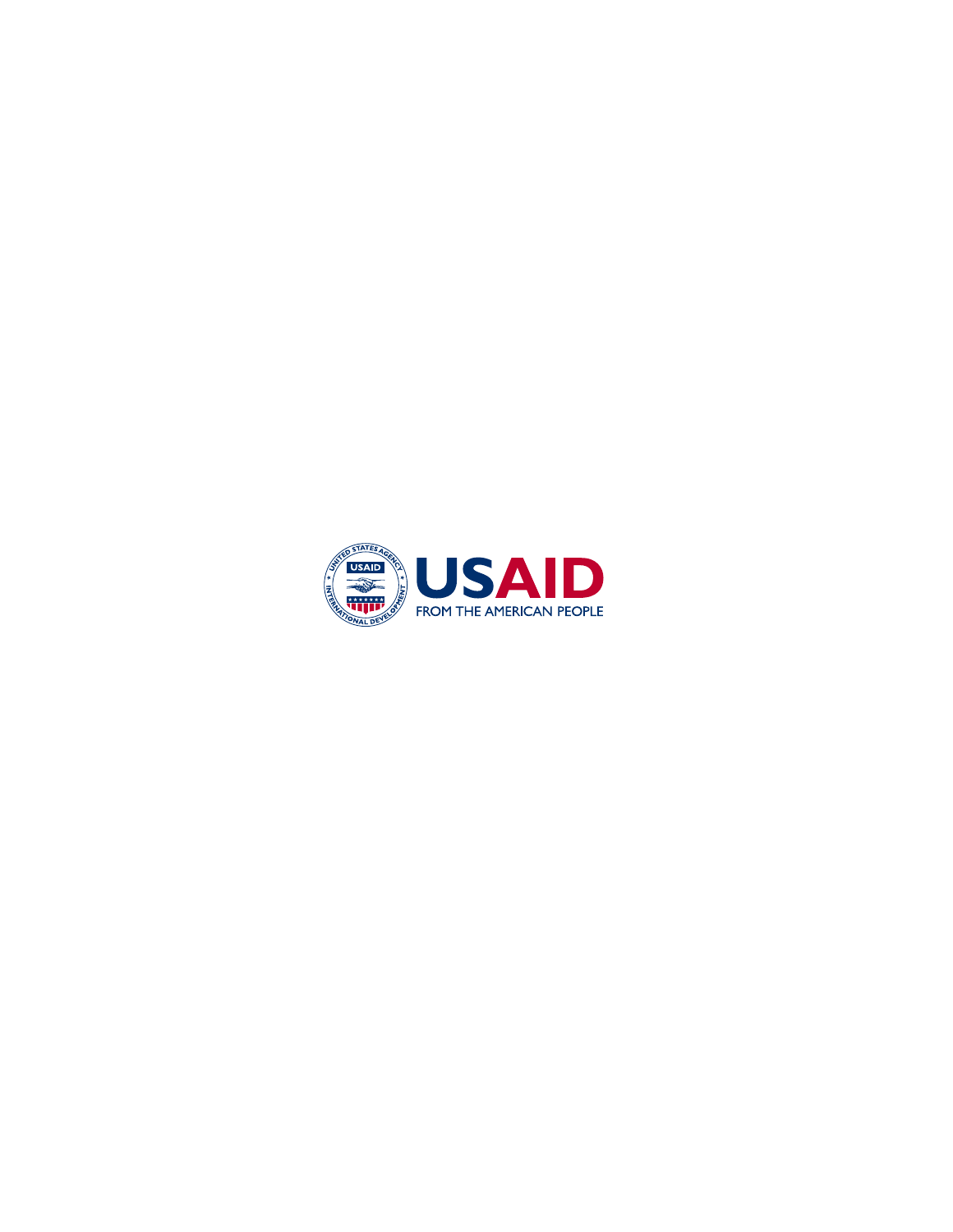USAID

FROM THE AMERICAN PEOPLE